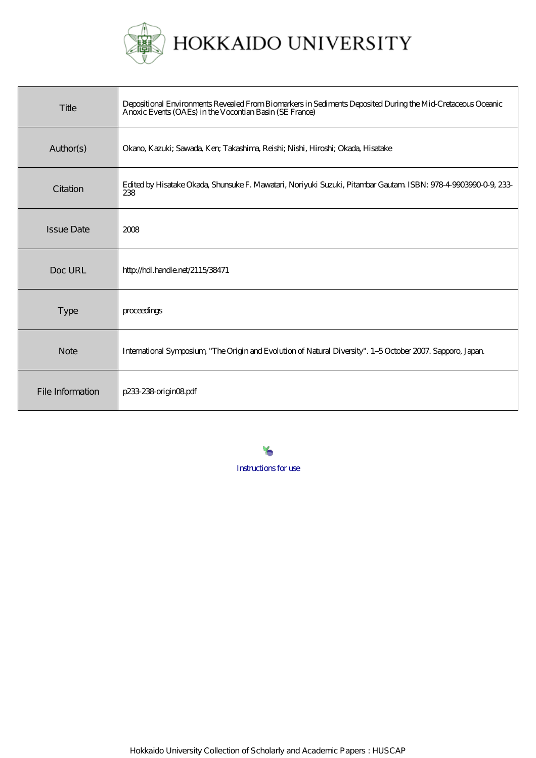# HOKKAIDO UNIVERSITY

| | |
|---|---|
| Title | Depositional Environments Revealed From Biomarkers in Sediments Deposited During the Mid-Cretaceous Oceanic Anoxic Events (OAEs) in the Vocontian Basin (SE France) |
| Author(s) | Okano, Kazuki; Sawada, Ken; Takashima, Reishi; Nishi, Hiroshi; Okada, Hisatake |
| Citation | Edited by Hisatake Okada, Shunsuke F. Mawatari, Noriyuki Suzuki, Pitambar Gautam. ISBN: 978-4-9903990-0-9, 233-238 |
| Issue Date | 2008 |
| Doc URL | http://hdl.handle.net/2115/38471 |
| Type | proceedings |
| Note | International Symposium, "The Origin and Evolution of Natural Diversity". 1–5 October 2007. Sapporo, Japan. |
| File Information | p233-238-origin08.pdf |

Instructions for use

Hokkaido University Collection of Scholarly and Academic Papers : HUSCAP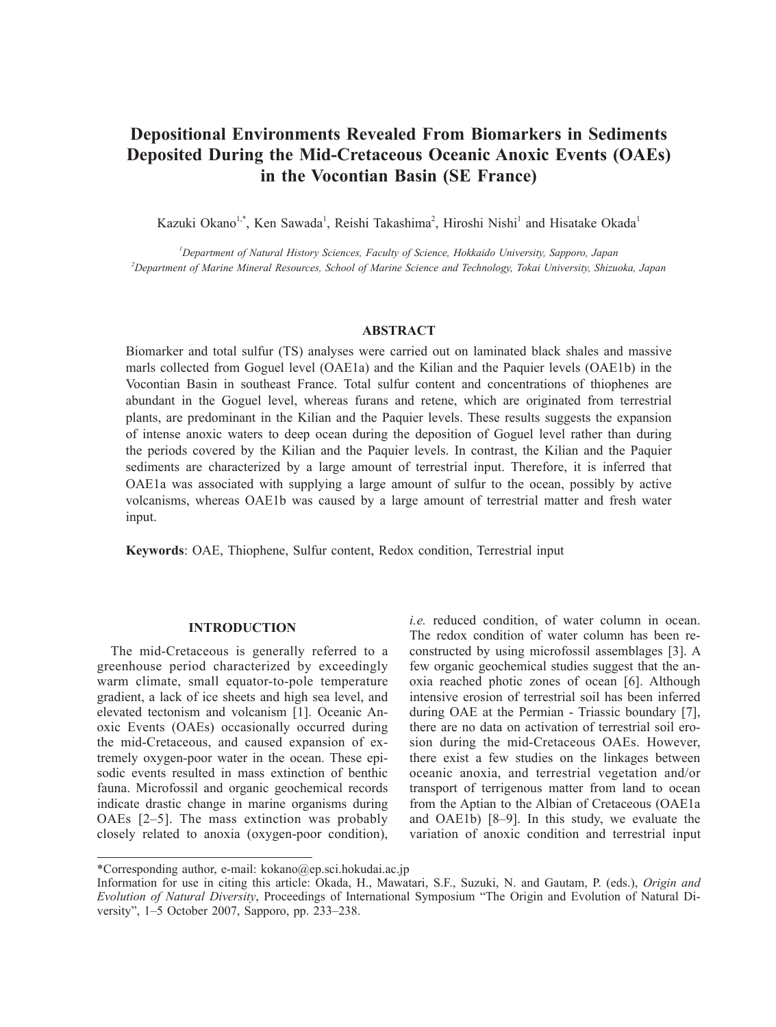# Depositional Environments Revealed From Biomarkers in Sediments Deposited During the Mid-Cretaceous Oceanic Anoxic Events (OAEs) in the Vocontian Basin (SE France)

Kazuki Okano[1,*], Ken Sawada[1], Reishi Takashima[2], Hiroshi Nishi[1] and Hisatake Okada[1]

[1]*Department of Natural History Sciences, Faculty of Science, Hokkaido University, Sapporo, Japan*
[2]*Department of Marine Mineral Resources, School of Marine Science and Technology, Tokai University, Shizuoka, Japan*

## ABSTRACT

Biomarker and total sulfur (TS) analyses were carried out on laminated black shales and massive marls collected from Goguel level (OAE1a) and the Kilian and the Paquier levels (OAE1b) in the Vocontian Basin in southeast France. Total sulfur content and concentrations of thiophenes are abundant in the Goguel level, whereas furans and retene, which are originated from terrestrial plants, are predominant in the Kilian and the Paquier levels. These results suggests the expansion of intense anoxic waters to deep ocean during the deposition of Goguel level rather than during the periods covered by the Kilian and the Paquier levels. In contrast, the Kilian and the Paquier sediments are characterized by a large amount of terrestrial input. Therefore, it is inferred that OAE1a was associated with supplying a large amount of sulfur to the ocean, possibly by active volcanisms, whereas OAE1b was caused by a large amount of terrestrial matter and fresh water input.

**Keywords**: OAE, Thiophene, Sulfur content, Redox condition, Terrestrial input

## INTRODUCTION

The mid-Cretaceous is generally referred to a greenhouse period characterized by exceedingly warm climate, small equator-to-pole temperature gradient, a lack of ice sheets and high sea level, and elevated tectonism and volcanism [1]. Oceanic Anoxic Events (OAEs) occasionally occurred during the mid-Cretaceous, and caused expansion of extremely oxygen-poor water in the ocean. These episodic events resulted in mass extinction of benthic fauna. Microfossil and organic geochemical records indicate drastic change in marine organisms during OAEs [2–5]. The mass extinction was probably closely related to anoxia (oxygen-poor condition), *i.e.* reduced condition, of water column in ocean. The redox condition of water column has been reconstructed by using microfossil assemblages [3]. A few organic geochemical studies suggest that the anoxia reached photic zones of ocean [6]. Although intensive erosion of terrestrial soil has been inferred during OAE at the Permian - Triassic boundary [7], there are no data on activation of terrestrial soil erosion during the mid-Cretaceous OAEs. However, there exist a few studies on the linkages between oceanic anoxia, and terrestrial vegetation and/or transport of terrigenous matter from land to ocean from the Aptian to the Albian of Cretaceous (OAE1a and OAE1b) [8–9]. In this study, we evaluate the variation of anoxic condition and terrestrial input

---

*Corresponding author, e-mail: kokano@ep.sci.hokudai.ac.jp
Information for use in citing this article: Okada, H., Mawatari, S.F., Suzuki, N. and Gautam, P. (eds.), *Origin and Evolution of Natural Diversity*, Proceedings of International Symposium "The Origin and Evolution of Natural Diversity", 1–5 October 2007, Sapporo, pp. 233–238.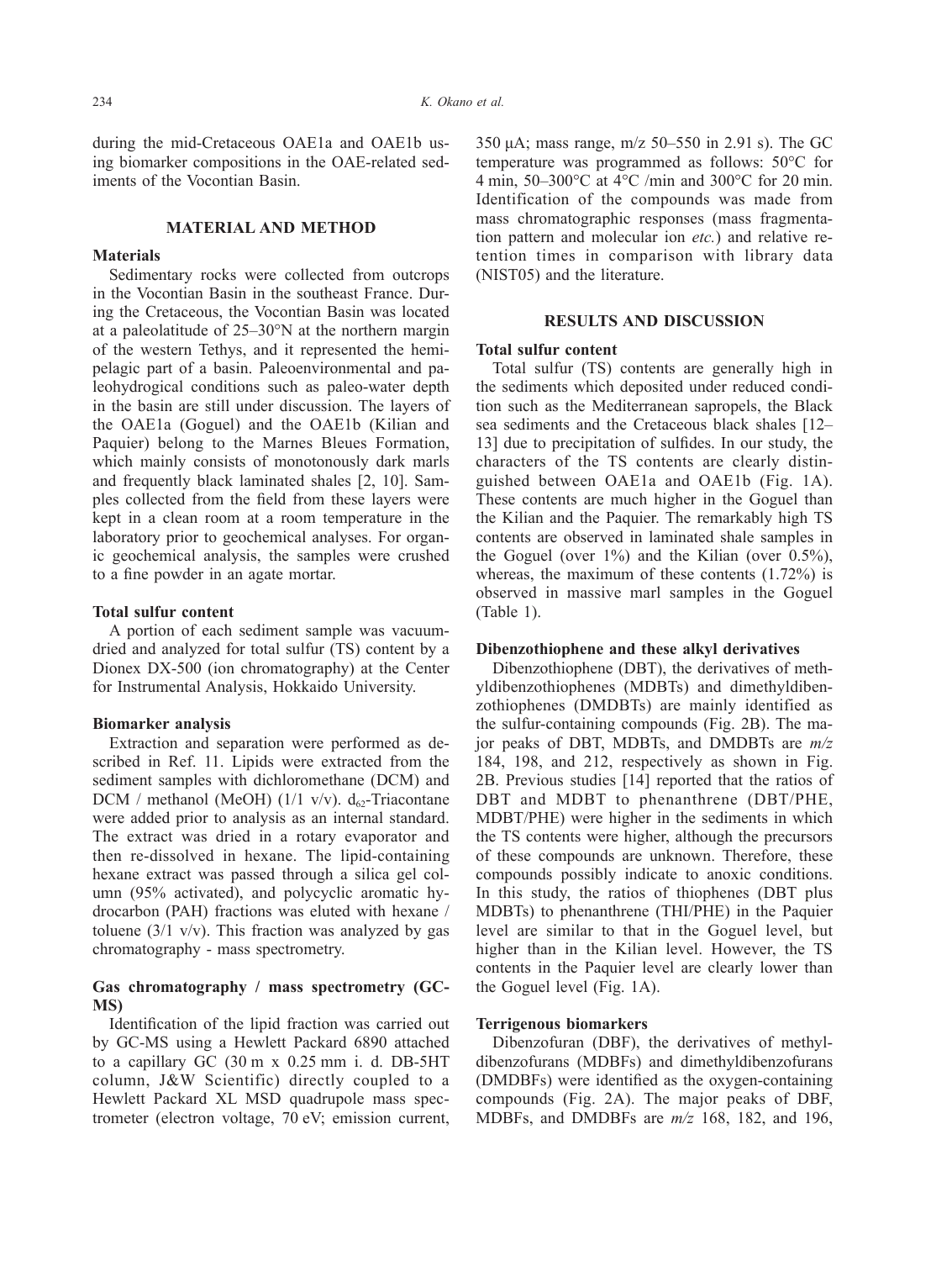during the mid-Cretaceous OAE1a and OAE1b using biomarker compositions in the OAE-related sediments of the Vocontian Basin.

## MATERIAL AND METHOD

### Materials

Sedimentary rocks were collected from outcrops in the Vocontian Basin in the southeast France. During the Cretaceous, the Vocontian Basin was located at a paleolatitude of 25–30°N at the northern margin of the western Tethys, and it represented the hemipelagic part of a basin. Paleoenvironmental and paleohydrogical conditions such as paleo-water depth in the basin are still under discussion. The layers of the OAE1a (Goguel) and the OAE1b (Kilian and Paquier) belong to the Marnes Bleues Formation, which mainly consists of monotonously dark marls and frequently black laminated shales [2, 10]. Samples collected from the field from these layers were kept in a clean room at a room temperature in the laboratory prior to geochemical analyses. For organic geochemical analysis, the samples were crushed to a fine powder in an agate mortar.

### Total sulfur content

A portion of each sediment sample was vacuum-dried and analyzed for total sulfur (TS) content by a Dionex DX-500 (ion chromatography) at the Center for Instrumental Analysis, Hokkaido University.

### Biomarker analysis

Extraction and separation were performed as described in Ref. 11. Lipids were extracted from the sediment samples with dichloromethane (DCM) and DCM / methanol (MeOH) (1/1 v/v). $d_{62}$-Triacontane were added prior to analysis as an internal standard. The extract was dried in a rotary evaporator and then re-dissolved in hexane. The lipid-containing hexane extract was passed through a silica gel column (95% activated), and polycyclic aromatic hydrocarbon (PAH) fractions was eluted with hexane / toluene (3/1 v/v). This fraction was analyzed by gas chromatography - mass spectrometry.

### Gas chromatography / mass spectrometry (GC-MS)

Identification of the lipid fraction was carried out by GC-MS using a Hewlett Packard 6890 attached to a capillary GC (30 m x 0.25 mm i. d. DB-5HT column, J&W Scientific) directly coupled to a Hewlett Packard XL MSD quadrupole mass spectrometer (electron voltage, 70 eV; emission current, 350 μA; mass range, m/z 50–550 in 2.91 s). The GC temperature was programmed as follows: 50°C for 4 min, 50–300°C at 4°C /min and 300°C for 20 min. Identification of the compounds was made from mass chromatographic responses (mass fragmentation pattern and molecular ion *etc.*) and relative retention times in comparison with library data (NIST05) and the literature.

## RESULTS AND DISCUSSION

### Total sulfur content

Total sulfur (TS) contents are generally high in the sediments which deposited under reduced condition such as the Mediterranean sapropels, the Black sea sediments and the Cretaceous black shales [12–13] due to precipitation of sulfides. In our study, the characters of the TS contents are clearly distinguished between OAE1a and OAE1b (Fig. 1A). These contents are much higher in the Goguel than the Kilian and the Paquier. The remarkably high TS contents are observed in laminated shale samples in the Goguel (over 1%) and the Kilian (over 0.5%), whereas, the maximum of these contents (1.72%) is observed in massive marl samples in the Goguel (Table 1).

### Dibenzothiophene and these alkyl derivatives

Dibenzothiophene (DBT), the derivatives of methyldibenzothiophenes (MDBTs) and dimethyldibenzothiophenes (DMDBTs) are mainly identified as the sulfur-containing compounds (Fig. 2B). The major peaks of DBT, MDBTs, and DMDBTs are *m/z* 184, 198, and 212, respectively as shown in Fig. 2B. Previous studies [14] reported that the ratios of DBT and MDBT to phenanthrene (DBT/PHE, MDBT/PHE) were higher in the sediments in which the TS contents were higher, although the precursors of these compounds are unknown. Therefore, these compounds possibly indicate to anoxic conditions. In this study, the ratios of thiophenes (DBT plus MDBTs) to phenanthrene (THI/PHE) in the Paquier level are similar to that in the Goguel level, but higher than in the Kilian level. However, the TS contents in the Paquier level are clearly lower than the Goguel level (Fig. 1A).

### Terrigenous biomarkers

Dibenzofuran (DBF), the derivatives of methyldibenzofurans (MDBFs) and dimethyldibenzofurans (DMDBFs) were identified as the oxygen-containing compounds (Fig. 2A). The major peaks of DBF, MDBFs, and DMDBFs are *m/z* 168, 182, and 196,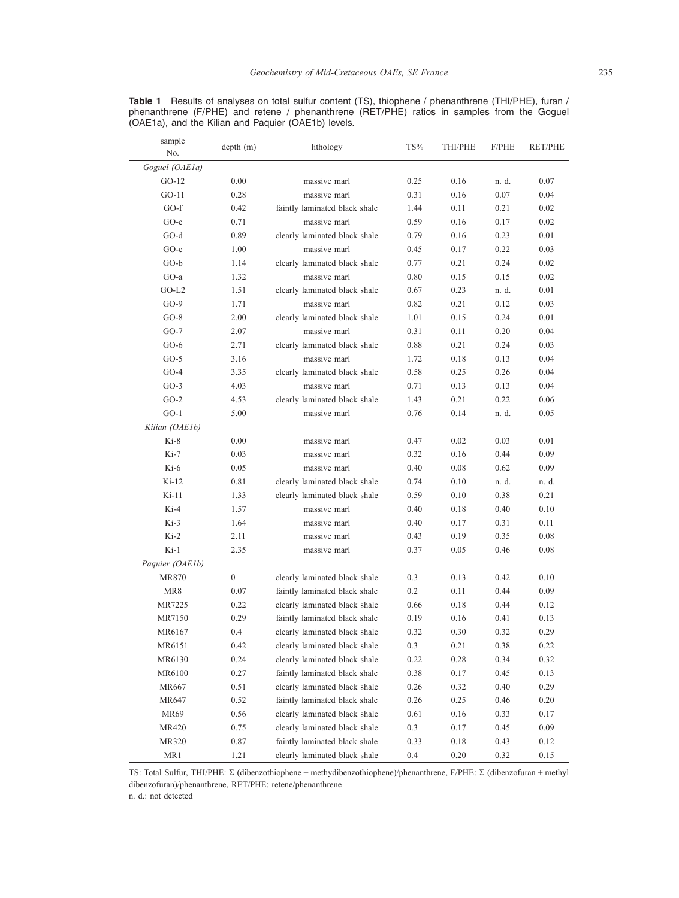**Table 1** Results of analyses on total sulfur content (TS), thiophene / phenanthrene (THI/PHE), furan / phenanthrene (F/PHE) and retene / phenanthrene (RET/PHE) ratios in samples from the Goguel (OAE1a), and the Kilian and Paquier (OAE1b) levels.

| sample No. | depth (m) | lithology | TS% | THI/PHE | F/PHE | RET/PHE |
|---|---|---|---|---|---|---|
| *Goguel (OAE1a)* | | | | | | |
| GO-12 | 0.00 | massive marl | 0.25 | 0.16 | n. d. | 0.07 |
| GO-11 | 0.28 | massive marl | 0.31 | 0.16 | 0.07 | 0.04 |
| GO-f | 0.42 | faintly laminated black shale | 1.44 | 0.11 | 0.21 | 0.02 |
| GO-e | 0.71 | massive marl | 0.59 | 0.16 | 0.17 | 0.02 |
| GO-d | 0.89 | clearly laminated black shale | 0.79 | 0.16 | 0.23 | 0.01 |
| GO-c | 1.00 | massive marl | 0.45 | 0.17 | 0.22 | 0.03 |
| GO-b | 1.14 | clearly laminated black shale | 0.77 | 0.21 | 0.24 | 0.02 |
| GO-a | 1.32 | massive marl | 0.80 | 0.15 | 0.15 | 0.02 |
| GO-L2 | 1.51 | clearly laminated black shale | 0.67 | 0.23 | n. d. | 0.01 |
| GO-9 | 1.71 | massive marl | 0.82 | 0.21 | 0.12 | 0.03 |
| GO-8 | 2.00 | clearly laminated black shale | 1.01 | 0.15 | 0.24 | 0.01 |
| GO-7 | 2.07 | massive marl | 0.31 | 0.11 | 0.20 | 0.04 |
| GO-6 | 2.71 | clearly laminated black shale | 0.88 | 0.21 | 0.24 | 0.03 |
| GO-5 | 3.16 | massive marl | 1.72 | 0.18 | 0.13 | 0.04 |
| GO-4 | 3.35 | clearly laminated black shale | 0.58 | 0.25 | 0.26 | 0.04 |
| GO-3 | 4.03 | massive marl | 0.71 | 0.13 | 0.13 | 0.04 |
| GO-2 | 4.53 | clearly laminated black shale | 1.43 | 0.21 | 0.22 | 0.06 |
| GO-1 | 5.00 | massive marl | 0.76 | 0.14 | n. d. | 0.05 |
| *Kilian (OAE1b)* | | | | | | |
| Ki-8 | 0.00 | massive marl | 0.47 | 0.02 | 0.03 | 0.01 |
| Ki-7 | 0.03 | massive marl | 0.32 | 0.16 | 0.44 | 0.09 |
| Ki-6 | 0.05 | massive marl | 0.40 | 0.08 | 0.62 | 0.09 |
| Ki-12 | 0.81 | clearly laminated black shale | 0.74 | 0.10 | n. d. | n. d. |
| Ki-11 | 1.33 | clearly laminated black shale | 0.59 | 0.10 | 0.38 | 0.21 |
| Ki-4 | 1.57 | massive marl | 0.40 | 0.18 | 0.40 | 0.10 |
| Ki-3 | 1.64 | massive marl | 0.40 | 0.17 | 0.31 | 0.11 |
| Ki-2 | 2.11 | massive marl | 0.43 | 0.19 | 0.35 | 0.08 |
| Ki-1 | 2.35 | massive marl | 0.37 | 0.05 | 0.46 | 0.08 |
| *Paquier (OAE1b)* | | | | | | |
| MR870 | 0 | clearly laminated black shale | 0.3 | 0.13 | 0.42 | 0.10 |
| MR8 | 0.07 | faintly laminated black shale | 0.2 | 0.11 | 0.44 | 0.09 |
| MR7225 | 0.22 | clearly laminated black shale | 0.66 | 0.18 | 0.44 | 0.12 |
| MR7150 | 0.29 | faintly laminated black shale | 0.19 | 0.16 | 0.41 | 0.13 |
| MR6167 | 0.4 | clearly laminated black shale | 0.32 | 0.30 | 0.32 | 0.29 |
| MR6151 | 0.42 | clearly laminated black shale | 0.3 | 0.21 | 0.38 | 0.22 |
| MR6130 | 0.24 | clearly laminated black shale | 0.22 | 0.28 | 0.34 | 0.32 |
| MR6100 | 0.27 | faintly laminated black shale | 0.38 | 0.17 | 0.45 | 0.13 |
| MR667 | 0.51 | clearly laminated black shale | 0.26 | 0.32 | 0.40 | 0.29 |
| MR647 | 0.52 | faintly laminated black shale | 0.26 | 0.25 | 0.46 | 0.20 |
| MR69 | 0.56 | clearly laminated black shale | 0.61 | 0.16 | 0.33 | 0.17 |
| MR420 | 0.75 | clearly laminated black shale | 0.3 | 0.17 | 0.45 | 0.09 |
| MR320 | 0.87 | faintly laminated black shale | 0.33 | 0.18 | 0.43 | 0.12 |
| MR1 | 1.21 | clearly laminated black shale | 0.4 | 0.20 | 0.32 | 0.15 |

TS: Total Sulfur, THI/PHE: Σ (dibenzothiophene + methydibenzothiophene)/phenanthrene, F/PHE: Σ (dibenzofuran + methyl dibenzofuran)/phenanthrene, RET/PHE: retene/phenanthrene

n. d.: not detected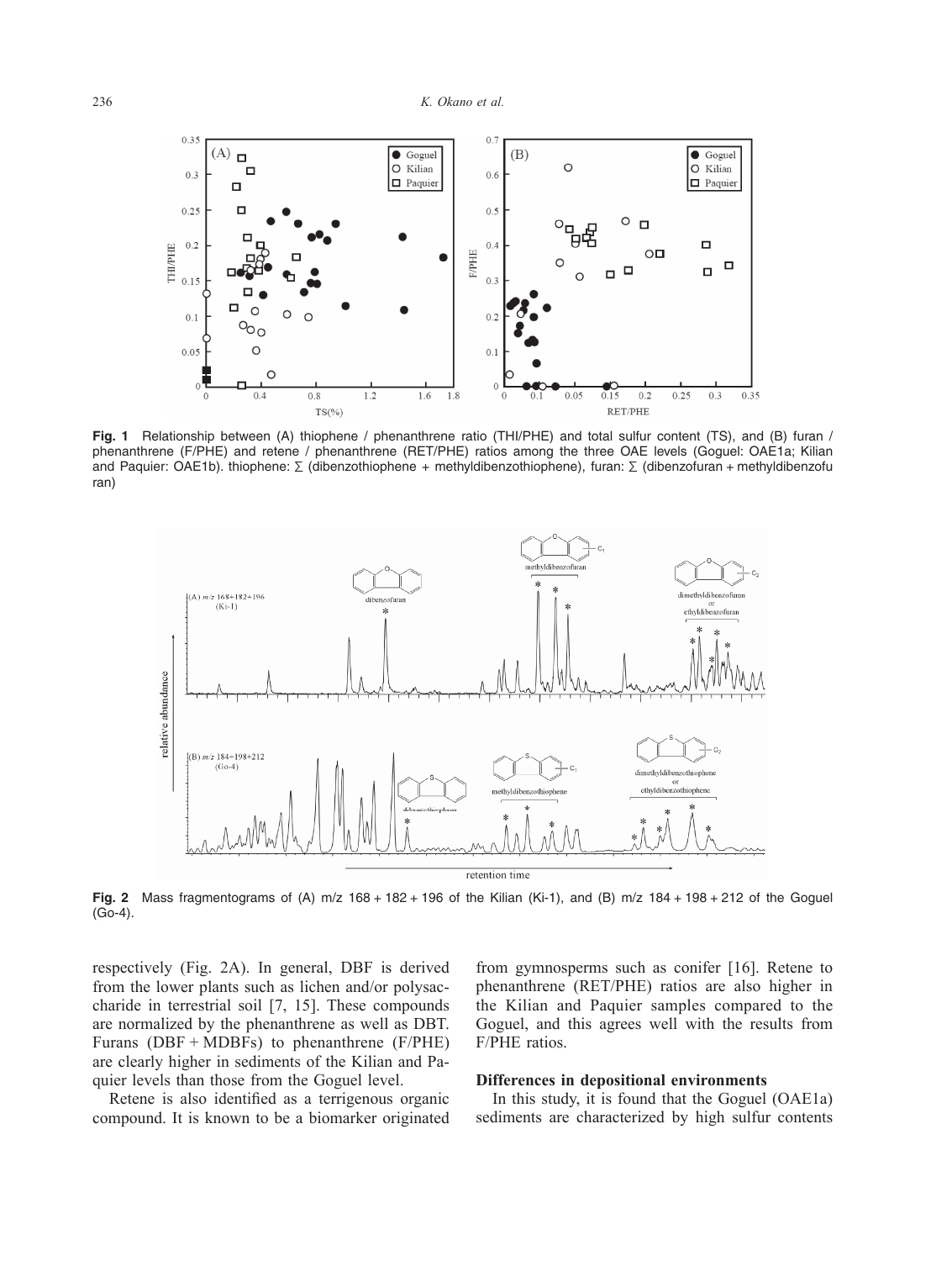**Fig. 1** Relationship between (A) thiophene / phenanthrene ratio (THI/PHE) and total sulfur content (TS), and (B) furan / phenanthrene (F/PHE) and retene / phenanthrene (RET/PHE) ratios among the three OAE levels (Goguel: OAE1a; Kilian and Paquier: OAE1b). thiophene: $\sum$ (dibenzothiophene + methyldibenzothiophene), furan: $\sum$ (dibenzofuran + methyldibenzofuran)

**Fig. 2** Mass fragmentograms of (A) m/z 168 + 182 + 196 of the Kilian (Ki-1), and (B) m/z 184 + 198 + 212 of the Goguel (Go-4).

respectively (Fig. 2A). In general, DBF is derived from the lower plants such as lichen and/or polysaccharide in terrestrial soil [7, 15]. These compounds are normalized by the phenanthrene as well as DBT. Furans (DBF + MDBFs) to phenanthrene (F/PHE) are clearly higher in sediments of the Kilian and Paquier levels than those from the Goguel level.

Retene is also identified as a terrigenous organic compound. It is known to be a biomarker originated from gymnosperms such as conifer [16]. Retene to phenanthrene (RET/PHE) ratios are also higher in the Kilian and Paquier samples compared to the Goguel, and this agrees well with the results from F/PHE ratios.

### Differences in depositional environments

In this study, it is found that the Goguel (OAE1a) sediments are characterized by high sulfur contents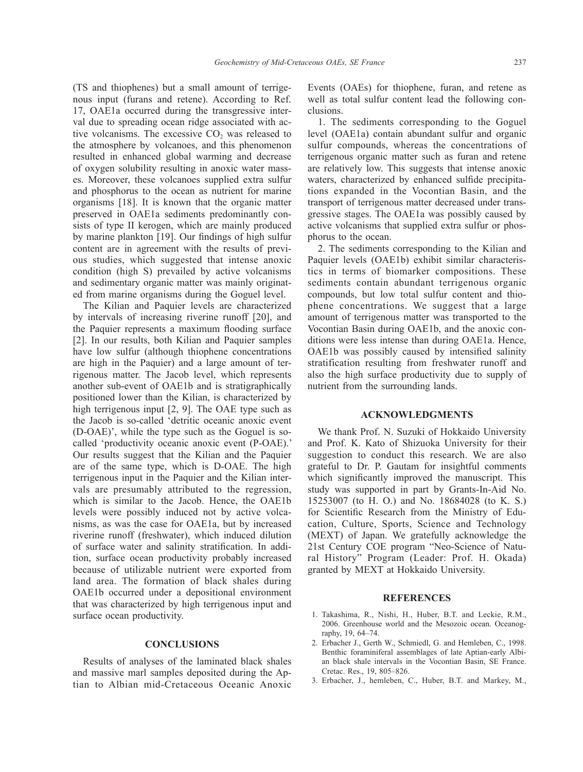(TS and thiophenes) but a small amount of terrigenous input (furans and retene). According to Ref. 17, OAE1a occurred during the transgressive interval due to spreading ocean ridge associated with active volcanisms. The excessive $CO_2$ was released to the atmosphere by volcanoes, and this phenomenon resulted in enhanced global warming and decrease of oxygen solubility resulting in anoxic water masses. Moreover, these volcanoes supplied extra sulfur and phosphorus to the ocean as nutrient for marine organisms [18]. It is known that the organic matter preserved in OAE1a sediments predominantly consists of type II kerogen, which are mainly produced by marine plankton [19]. Our findings of high sulfur content are in agreement with the results of previous studies, which suggested that intense anoxic condition (high S) prevailed by active volcanisms and sedimentary organic matter was mainly originated from marine organisms during the Goguel level.

The Kilian and Paquier levels are characterized by intervals of increasing riverine runoff [20], and the Paquier represents a maximum flooding surface [2]. In our results, both Kilian and Paquier samples have low sulfur (although thiophene concentrations are high in the Paquier) and a large amount of terrigenous matter. The Jacob level, which represents another sub-event of OAE1b and is stratigraphically positioned lower than the Kilian, is characterized by high terrigenous input [2, 9]. The OAE type such as the Jacob is so-called 'detritic oceanic anoxic event (D-OAE)', while the type such as the Goguel is so-called 'productivity oceanic anoxic event (P-OAE).' Our results suggest that the Kilian and the Paquier are of the same type, which is D-OAE. The high terrigenous input in the Paquier and the Kilian intervals are presumably attributed to the regression, which is similar to the Jacob. Hence, the OAE1b levels were possibly induced not by active volcanisms, as was the case for OAE1a, but by increased riverine runoff (freshwater), which induced dilution of surface water and salinity stratification. In addition, surface ocean productivity probably increased because of utilizable nutrient were exported from land area. The formation of black shales during OAE1b occurred under a depositional environment that was characterized by high terrigenous input and surface ocean productivity.

## CONCLUSIONS

Results of analyses of the laminated black shales and massive marl samples deposited during the Aptian to Albian mid-Cretaceous Oceanic Anoxic Events (OAEs) for thiophene, furan, and retene as well as total sulfur content lead the following conclusions.

1. The sediments corresponding to the Goguel level (OAE1a) contain abundant sulfur and organic sulfur compounds, whereas the concentrations of terrigenous organic matter such as furan and retene are relatively low. This suggests that intense anoxic waters, characterized by enhanced sulfide precipitations expanded in the Vocontian Basin, and the transport of terrigenous matter decreased under transgressive stages. The OAE1a was possibly caused by active volcanisms that supplied extra sulfur or phosphorus to the ocean.

2. The sediments corresponding to the Kilian and Paquier levels (OAE1b) exhibit similar characteristics in terms of biomarker compositions. These sediments contain abundant terrigenous organic compounds, but low total sulfur content and thiophene concentrations. We suggest that a large amount of terrigenous matter was transported to the Vocontian Basin during OAE1b, and the anoxic conditions were less intense than during OAE1a. Hence, OAE1b was possibly caused by intensified salinity stratification resulting from freshwater runoff and also the high surface productivity due to supply of nutrient from the surrounding lands.

## ACKNOWLEDGMENTS

We thank Prof. N. Suzuki of Hokkaido University and Prof. K. Kato of Shizuoka University for their suggestion to conduct this research. We are also grateful to Dr. P. Gautam for insightful comments which significantly improved the manuscript. This study was supported in part by Grants-In-Aid No. 15253007 (to H. O.) and No. 18684028 (to K. S.) for Scientific Research from the Ministry of Education, Culture, Sports, Science and Technology (MEXT) of Japan. We gratefully acknowledge the 21st Century COE program "Neo-Science of Natural History" Program (Leader: Prof. H. Okada) granted by MEXT at Hokkaido University.

## REFERENCES

1. Takashima, R., Nishi, H., Huber, B.T. and Leckie, R.M., 2006. Greenhouse world and the Mesozoic ocean. Oceanography, 19, 64–74.
2. Erbacher J., Gerth W., Schmiedl, G. and Hemleben, C., 1998. Benthic foraminiferal assemblages of late Aptian-early Albian black shale intervals in the Vocontian Basin, SE France. Cretac. Res., 19, 805–826.
3. Erbacher, J., hemleben, C., Huber, B.T. and Markey, M.,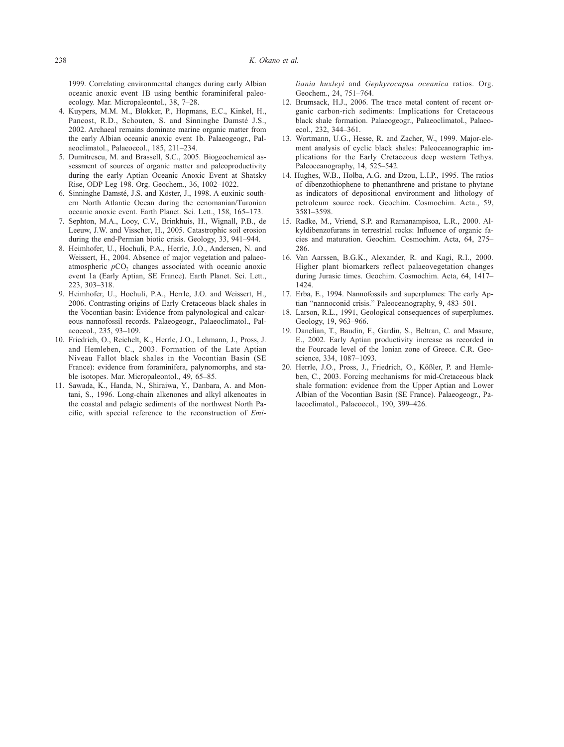1999. Correlating environmental changes during early Albian oceanic anoxic event 1B using benthic foraminiferal paleoecology. Mar. Micropaleontol., 38, 7–28.

4. Kuypers, M.M. M., Blokker, P., Hopmans, E.C., Kinkel, H., Pancost, R.D., Schouten, S. and Sinninghe Damsté J.S., 2002. Archaeal remains dominate marine organic matter from the early Albian oceanic anoxic event 1b. Palaeogeogr., Palaeoclimatol., Palaeoecol., 185, 211–234.
5. Dumitrescu, M. and Brassell, S.C., 2005. Biogeochemical assessment of sources of organic matter and paleoproductivity during the early Aptian Oceanic Anoxic Event at Shatsky Rise, ODP Leg 198. Org. Geochem., 36, 1002–1022.
6. Sinninghe Damsté, J.S. and Köster, J., 1998. A euxinic southern North Atlantic Ocean during the cenomanian/Turonian oceanic anoxic event. Earth Planet. Sci. Lett., 158, 165–173.
7. Sephton, M.A., Looy, C.V., Brinkhuis, H., Wignall, P.B., de Leeuw, J.W. and Visscher, H., 2005. Catastrophic soil erosion during the end-Permian biotic crisis. Geology, 33, 941–944.
8. Heimhofer, U., Hochuli, P.A., Herrle, J.O., Andersen, N. and Weissert, H., 2004. Absence of major vegetation and palaeoatmospheric $p\text{CO}_2$ changes associated with oceanic anoxic event 1a (Early Aptian, SE France). Earth Planet. Sci. Lett., 223, 303–318.
9. Heimhofer, U., Hochuli, P.A., Herrle, J.O. and Weissert, H., 2006. Contrasting origins of Early Cretaceous black shales in the Vocontian basin: Evidence from palynological and calcareous nannofossil records. Palaeogeogr., Palaeoclimatol., Palaeoecol., 235, 93–109.
10. Friedrich, O., Reichelt, K., Herrle, J.O., Lehmann, J., Pross, J. and Hemleben, C., 2003. Formation of the Late Aptian Niveau Fallot black shales in the Vocontian Basin (SE France): evidence from foraminifera, palynomorphs, and stable isotopes. Mar. Micropaleontol., 49, 65–85.
11. Sawada, K., Handa, N., Shiraiwa, Y., Danbara, A. and Montani, S., 1996. Long-chain alkenones and alkyl alkenoates in the coastal and pelagic sediments of the northwest North Pacific, with special reference to the reconstruction of *Emiliania huxleyi* and *Gephyrocapsa oceanica* ratios. Org. Geochem., 24, 751–764.
12. Brumsack, H.J., 2006. The trace metal content of recent organic carbon-rich sediments: Implications for Cretaceous black shale formation. Palaeogeogr., Palaeoclimatol., Palaeoecol., 232, 344–361.
13. Wortmann, U.G., Hesse, R. and Zacher, W., 1999. Major-element analysis of cyclic black shales: Paleoceanographic implications for the Early Cretaceous deep western Tethys. Paleoceanography, 14, 525–542.
14. Hughes, W.B., Holba, A.G. and Dzou, L.I.P., 1995. The ratios of dibenzothiophene to phenanthrene and pristane to phytane as indicators of depositional environment and lithology of petroleum source rock. Geochim. Cosmochim. Acta., 59, 3581–3598.
15. Radke, M., Vriend, S.P. and Ramanampisoa, L.R., 2000. Alkyldibenzofurans in terrestrial rocks: Influence of organic facies and maturation. Geochim. Cosmochim. Acta, 64, 275–286.
16. Van Aarssen, B.G.K., Alexander, R. and Kagi, R.I., 2000. Higher plant biomarkers reflect palaeovegetation changes during Jurasic times. Geochim. Cosmochim. Acta, 64, 1417–1424.
17. Erba, E., 1994. Nannofossils and superplumes: The early Aptian "nannoconid crisis." Paleoceanography, 9, 483–501.
18. Larson, R.L., 1991, Geological consequences of superplumes. Geology, 19, 963–966.
19. Danelian, T., Baudin, F., Gardin, S., Beltran, C. and Masure, E., 2002. Early Aptian productivity increase as recorded in the Fourcade level of the Ionian zone of Greece. C.R. Geoscience, 334, 1087–1093.
20. Herrle, J.O., Pross, J., Friedrich, O., Kößler, P. and Hemleben, C., 2003. Forcing mechanisms for mid-Cretaceous black shale formation: evidence from the Upper Aptian and Lower Albian of the Vocontian Basin (SE France). Palaeogeogr., Palaeoclimatol., Palaeoecol., 190, 399–426.